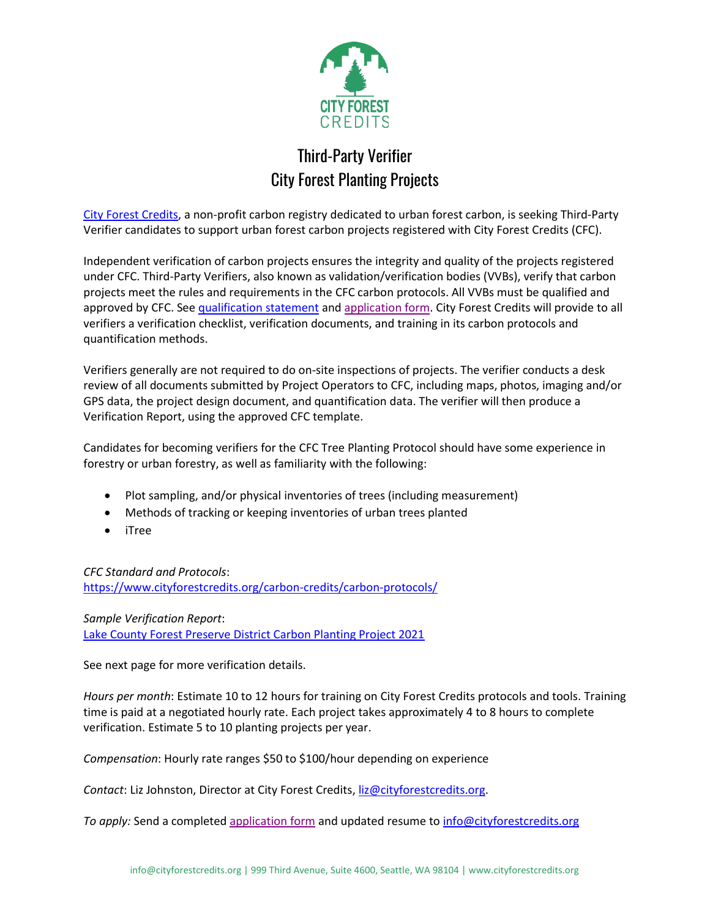# Third-Party Verifier
# City Forest Planting Projects

[City Forest Credits](https://www.cityforestcredits.org), a non-profit carbon registry dedicated to urban forest carbon, is seeking Third-Party Verifier candidates to support urban forest carbon projects registered with City Forest Credits (CFC).

Independent verification of carbon projects ensures the integrity and quality of the projects registered under CFC. Third-Party Verifiers, also known as validation/verification bodies (VVBs), verify that carbon projects meet the rules and requirements in the CFC carbon protocols. All VVBs must be qualified and approved by CFC. See qualification statement and application form. City Forest Credits will provide to all verifiers a verification checklist, verification documents, and training in its carbon protocols and quantification methods.

Verifiers generally are not required to do on-site inspections of projects. The verifier conducts a desk review of all documents submitted by Project Operators to CFC, including maps, photos, imaging and/or GPS data, the project design document, and quantification data. The verifier will then produce a Verification Report, using the approved CFC template.

Candidates for becoming verifiers for the CFC Tree Planting Protocol should have some experience in forestry or urban forestry, as well as familiarity with the following:

- Plot sampling, and/or physical inventories of trees (including measurement)
- Methods of tracking or keeping inventories of urban trees planted
- iTree

*CFC Standard and Protocols*:
https://www.cityforestcredits.org/carbon-credits/carbon-protocols/

*Sample Verification Report*:
Lake County Forest Preserve District Carbon Planting Project 2021

See next page for more verification details.

*Hours per month*: Estimate 10 to 12 hours for training on City Forest Credits protocols and tools. Training time is paid at a negotiated hourly rate. Each project takes approximately 4 to 8 hours to complete verification. Estimate 5 to 10 planting projects per year.

*Compensation*: Hourly rate ranges $50 to $100/hour depending on experience

*Contact*: Liz Johnston, Director at City Forest Credits, liz@cityforestcredits.org.

*To apply:* Send a completed application form and updated resume to info@cityforestcredits.org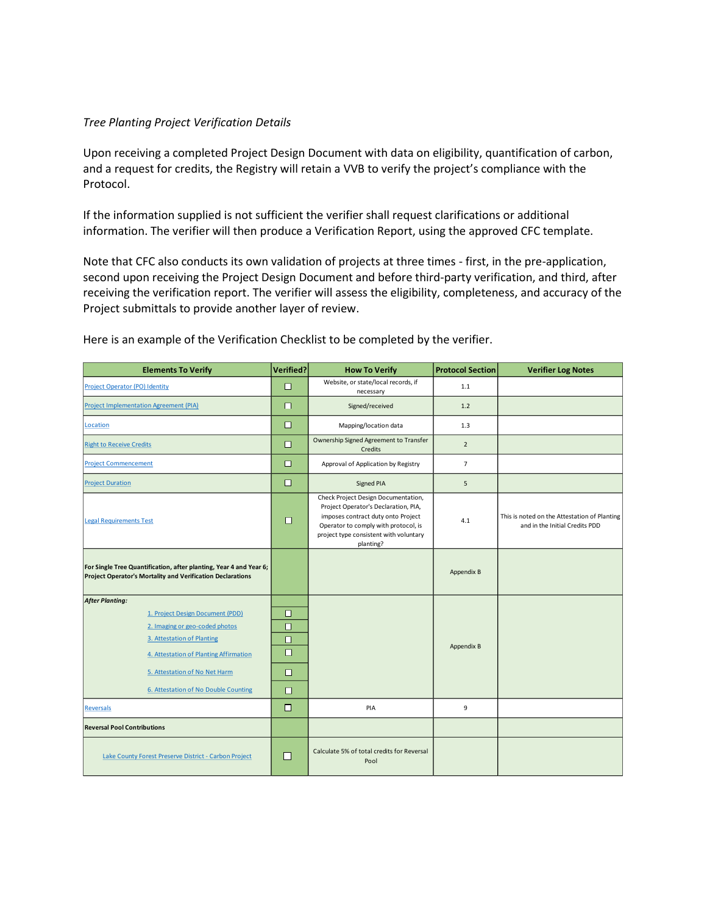*Tree Planting Project Verification Details*

Upon receiving a completed Project Design Document with data on eligibility, quantification of carbon, and a request for credits, the Registry will retain a VVB to verify the project's compliance with the Protocol.

If the information supplied is not sufficient the verifier shall request clarifications or additional information. The verifier will then produce a Verification Report, using the approved CFC template.

Note that CFC also conducts its own validation of projects at three times - first, in the pre-application, second upon receiving the Project Design Document and before third-party verification, and third, after receiving the verification report. The verifier will assess the eligibility, completeness, and accuracy of the Project submittals to provide another layer of review.

Here is an example of the Verification Checklist to be completed by the verifier.

| Elements To Verify | Verified? | How To Verify | Protocol Section | Verifier Log Notes |
|---|---|---|---|---|
| Project Operator (PO) Identity | ☐ | Website, or state/local records, if necessary | 1.1 | |
| Project Implementation Agreement (PIA) | ☐ | Signed/received | 1.2 | |
| Location | ☐ | Mapping/location data | 1.3 | |
| Right to Receive Credits | ☐ | Ownership Signed Agreement to Transfer Credits | 2 | |
| Project Commencement | ☐ | Approval of Application by Registry | 7 | |
| Project Duration | ☐ | Signed PIA | 5 | |
| Legal Requirements Test | ☐ | Check Project Design Documentation, Project Operator's Declaration, PIA, imposes contract duty onto Project Operator to comply with protocol, is project type consistent with voluntary planting? | 4.1 | This is noted on the Attestation of Planting and in the Initial Credits PDD |
| **For Single Tree Quantification, after planting, Year 4 and Year 6; Project Operator's Mortality and Verification Declarations** | | | Appendix B | |
| ***After Planting:*** | | | Appendix B | |
| 1. Project Design Document (PDD) | ☐ | | | |
| 2. Imaging or geo-coded photos | ☐ | | | |
| 3. Attestation of Planting | ☐ | | | |
| 4. Attestation of Planting Affirmation | ☐ | | | |
| 5. Attestation of No Net Harm | ☐ | | | |
| 6. Attestation of No Double Counting | ☐ | | | |
| Reversals | ☐ | PIA | 9 | |
| **Reversal Pool Contributions** | | | | |
| Lake County Forest Preserve District - Carbon Project | ☐ | Calculate 5% of total credits for Reversal Pool | | |